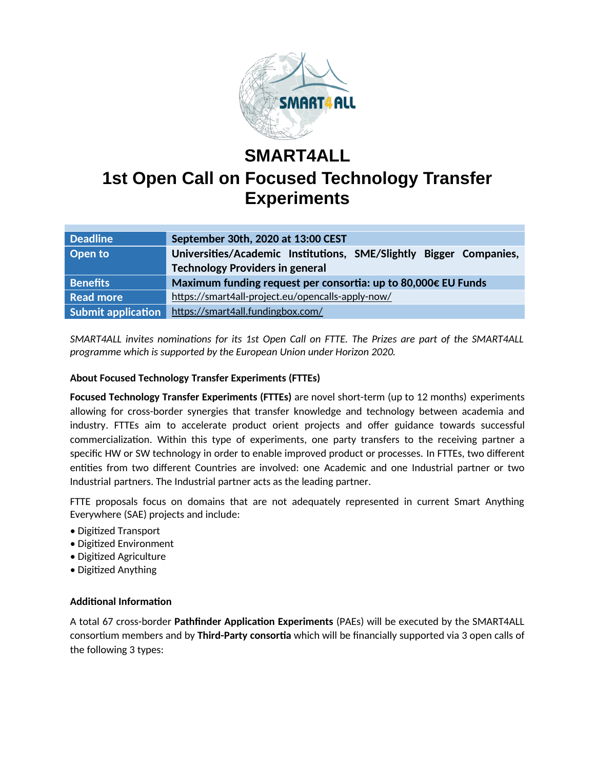# SMART4ALL

# 1st Open Call on Focused Technology Transfer Experiments

| | |
|---|---|
| **Deadline** | **September 30th, 2020 at 13:00 CEST** |
| **Open to** | **Universities/Academic Institutions, SME/Slightly Bigger Companies, Technology Providers in general** |
| **Benefits** | **Maximum funding request per consortia: up to 80,000€ EU Funds** |
| **Read more** | https://smart4all-project.eu/opencalls-apply-now/ |
| **Submit application** | https://smart4all.fundingbox.com/ |

*SMART4ALL invites nominations for its 1st Open Call on FTTE. The Prizes are part of the SMART4ALL programme which is supported by the European Union under Horizon 2020.*

**About Focused Technology Transfer Experiments (FTTEs)**

**Focused Technology Transfer Experiments (FTTEs)** are novel short-term (up to 12 months) experiments allowing for cross-border synergies that transfer knowledge and technology between academia and industry. FTTEs aim to accelerate product orient projects and offer guidance towards successful commercialization. Within this type of experiments, one party transfers to the receiving partner a specific HW or SW technology in order to enable improved product or processes. In FTTEs, two different entities from two different Countries are involved: one Academic and one Industrial partner or two Industrial partners. The Industrial partner acts as the leading partner.

FTTE proposals focus on domains that are not adequately represented in current Smart Anything Everywhere (SAE) projects and include:

- Digitized Transport
- Digitized Environment
- Digitized Agriculture
- Digitized Anything

**Additional Information**

A total 67 cross-border **Pathfinder Application Experiments** (PAEs) will be executed by the SMART4ALL consortium members and by **Third-Party consortia** which will be financially supported via 3 open calls of the following 3 types: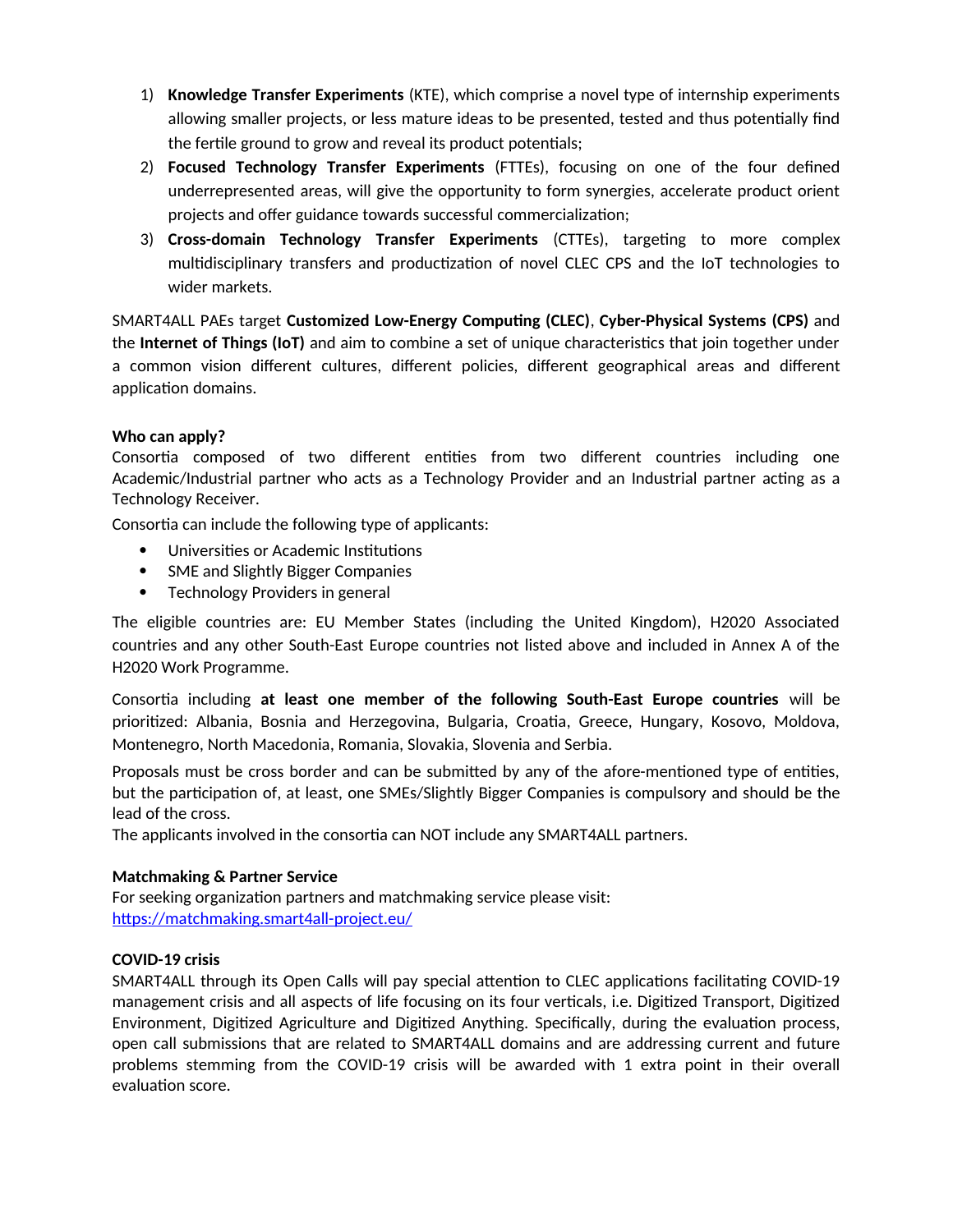1) **Knowledge Transfer Experiments** (KTE), which comprise a novel type of internship experiments allowing smaller projects, or less mature ideas to be presented, tested and thus potentially find the fertile ground to grow and reveal its product potentials;
2) **Focused Technology Transfer Experiments** (FTTEs), focusing on one of the four defined underrepresented areas, will give the opportunity to form synergies, accelerate product orient projects and offer guidance towards successful commercialization;
3) **Cross-domain Technology Transfer Experiments** (CTTEs), targeting to more complex multidisciplinary transfers and productization of novel CLEC CPS and the IoT technologies to wider markets.

SMART4ALL PAEs target **Customized Low-Energy Computing (CLEC)**, **Cyber-Physical Systems (CPS)** and the **Internet of Things (IoT)** and aim to combine a set of unique characteristics that join together under a common vision different cultures, different policies, different geographical areas and different application domains.

**Who can apply?**

Consortia composed of two different entities from two different countries including one Academic/Industrial partner who acts as a Technology Provider and an Industrial partner acting as a Technology Receiver.

Consortia can include the following type of applicants:

- Universities or Academic Institutions
- SME and Slightly Bigger Companies
- Technology Providers in general

The eligible countries are: EU Member States (including the United Kingdom), H2020 Associated countries and any other South-East Europe countries not listed above and included in Annex A of the H2020 Work Programme.

Consortia including **at least one member of the following South-East Europe countries** will be prioritized: Albania, Bosnia and Herzegovina, Bulgaria, Croatia, Greece, Hungary, Kosovo, Moldova, Montenegro, North Macedonia, Romania, Slovakia, Slovenia and Serbia.

Proposals must be cross border and can be submitted by any of the afore-mentioned type of entities, but the participation of, at least, one SMEs/Slightly Bigger Companies is compulsory and should be the lead of the cross.

The applicants involved in the consortia can NOT include any SMART4ALL partners.

**Matchmaking & Partner Service**

For seeking organization partners and matchmaking service please visit:
https://matchmaking.smart4all-project.eu/

**COVID-19 crisis**

SMART4ALL through its Open Calls will pay special attention to CLEC applications facilitating COVID-19 management crisis and all aspects of life focusing on its four verticals, i.e. Digitized Transport, Digitized Environment, Digitized Agriculture and Digitized Anything. Specifically, during the evaluation process, open call submissions that are related to SMART4ALL domains and are addressing current and future problems stemming from the COVID-19 crisis will be awarded with 1 extra point in their overall evaluation score.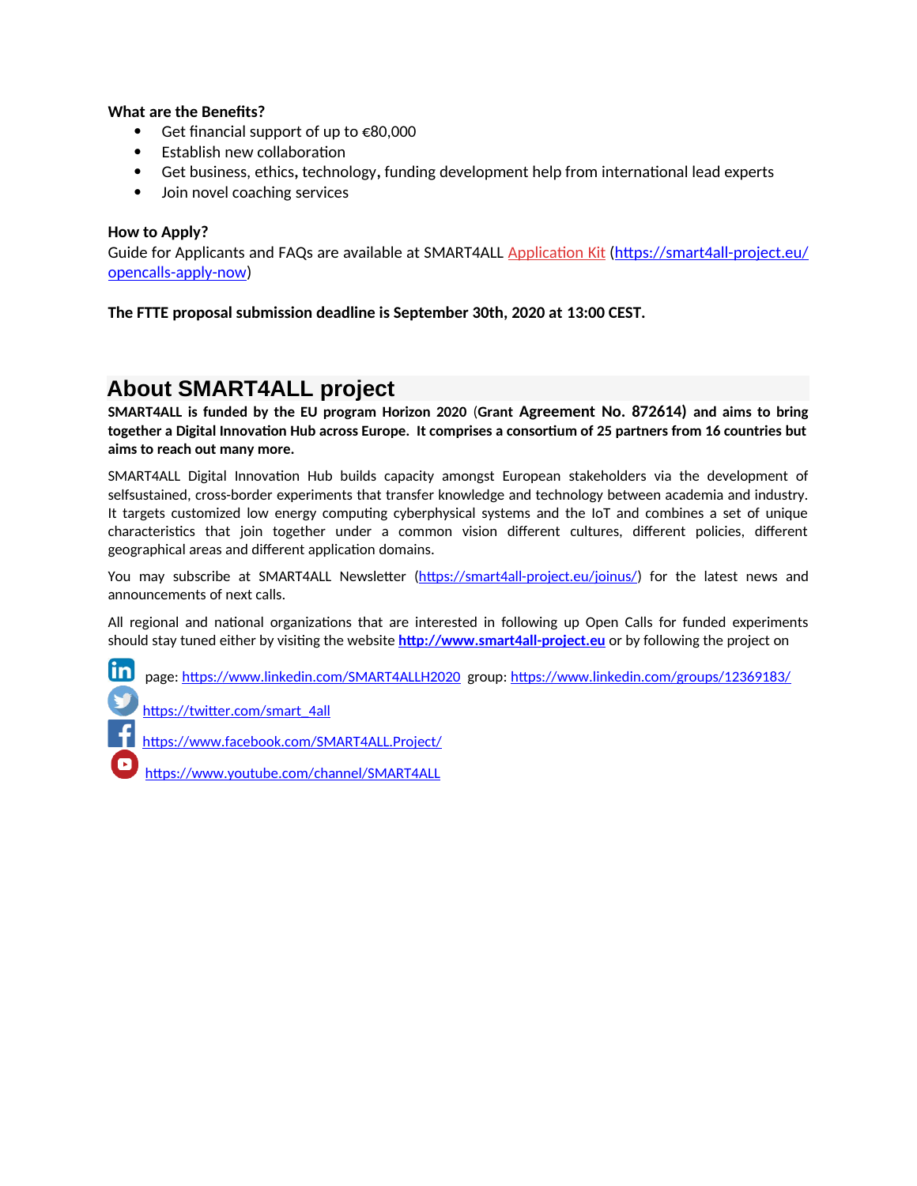**What are the Benefits?**

- Get financial support of up to €80,000
- Establish new collaboration
- Get business, ethics, technology, funding development help from international lead experts
- Join novel coaching services

**How to Apply?**

Guide for Applicants and FAQs are available at SMART4ALL Application Kit (https://smart4all-project.eu/opencalls-apply-now)

**The FTTE proposal submission deadline is September 30th, 2020 at 13:00 CEST.**

## About SMART4ALL project

**SMART4ALL is funded by the EU program Horizon 2020 (Grant Agreement No. 872614) and aims to bring together a Digital Innovation Hub across Europe. It comprises a consortium of 25 partners from 16 countries but aims to reach out many more.**

SMART4ALL Digital Innovation Hub builds capacity amongst European stakeholders via the development of selfsustained, cross-border experiments that transfer knowledge and technology between academia and industry. It targets customized low energy computing cyberphysical systems and the IoT and combines a set of unique characteristics that join together under a common vision different cultures, different policies, different geographical areas and different application domains.

You may subscribe at SMART4ALL Newsletter (https://smart4all-project.eu/joinus/) for the latest news and announcements of next calls.

All regional and national organizations that are interested in following up Open Calls for funded experiments should stay tuned either by visiting the website **http://www.smart4all-project.eu** or by following the project on

page: https://www.linkedin.com/SMART4ALLH2020 group: https://www.linkedin.com/groups/12369183/

https://twitter.com/smart_4all

https://www.facebook.com/SMART4ALL.Project/

https://www.youtube.com/channel/SMART4ALL